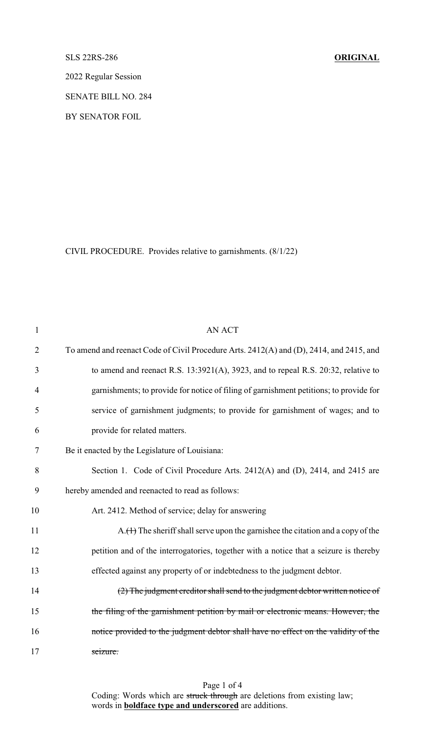SLS 22RS-286 **ORIGINAL**

2022 Regular Session

SENATE BILL NO. 284

BY SENATOR FOIL

CIVIL PROCEDURE. Provides relative to garnishments. (8/1/22)

AN ACT

To amend and reenact Code of Civil Procedure Arts. 2412(A) and (D), 2414, and 2415, and to amend and reenact R.S. 13:3921(A), 3923, and to repeal R.S. 20:32, relative to garnishments; to provide for notice of filing of garnishment petitions; to provide for service of garnishment judgments; to provide for garnishment of wages; and to provide for related matters.

Be it enacted by the Legislature of Louisiana:

Section 1. Code of Civil Procedure Arts. 2412(A) and (D), 2414, and 2415 are hereby amended and reenacted to read as follows:

Art. 2412. Method of service; delay for answering

A.~~(1)~~ The sheriff shall serve upon the garnishee the citation and a copy of the petition and of the interrogatories, together with a notice that a seizure is thereby effected against any property of or indebtedness to the judgment debtor.

~~(2) The judgment creditor shall send to the judgment debtor written notice of the filing of the garnishment petition by mail or electronic means. However, the notice provided to the judgment debtor shall have no effect on the validity of the seizure.~~

Coding: Words which are ~~struck through~~ are deletions from existing law; words in **boldface type and underscored** are additions.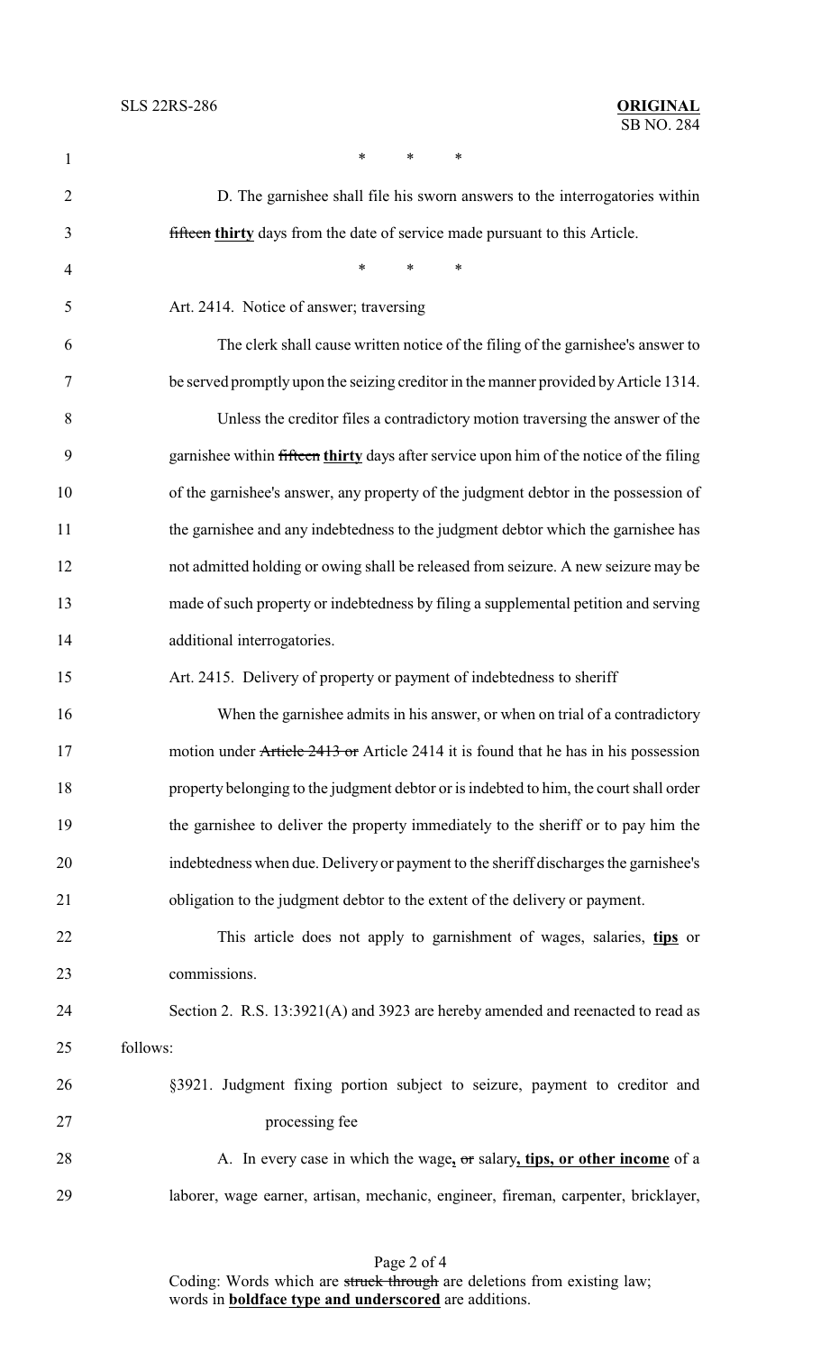\* \* \*

D. The garnishee shall file his sworn answers to the interrogatories within ~~fifteen~~ **<u>thirty</u>** days from the date of service made pursuant to this Article.

\* \* \*

Art. 2414. Notice of answer; traversing

The clerk shall cause written notice of the filing of the garnishee's answer to be served promptly upon the seizing creditor in the manner provided by Article 1314.

Unless the creditor files a contradictory motion traversing the answer of the garnishee within ~~fifteen~~ **<u>thirty</u>** days after service upon him of the notice of the filing of the garnishee's answer, any property of the judgment debtor in the possession of the garnishee and any indebtedness to the judgment debtor which the garnishee has not admitted holding or owing shall be released from seizure. A new seizure may be made of such property or indebtedness by filing a supplemental petition and serving additional interrogatories.

Art. 2415. Delivery of property or payment of indebtedness to sheriff

When the garnishee admits in his answer, or when on trial of a contradictory motion under ~~Article 2413 or~~ Article 2414 it is found that he has in his possession property belonging to the judgment debtor or is indebted to him, the court shall order the garnishee to deliver the property immediately to the sheriff or to pay him the indebtedness when due. Delivery or payment to the sheriff discharges the garnishee's obligation to the judgment debtor to the extent of the delivery or payment.

This article does not apply to garnishment of wages, salaries, **<u>tips</u>** or commissions.

Section 2. R.S. 13:3921(A) and 3923 are hereby amended and reenacted to read as follows:

§3921. Judgment fixing portion subject to seizure, payment to creditor and processing fee

A. In every case in which the wage**<u>,</u>** ~~or~~ salary**<u>, tips, or other income</u>** of a laborer, wage earner, artisan, mechanic, engineer, fireman, carpenter, bricklayer,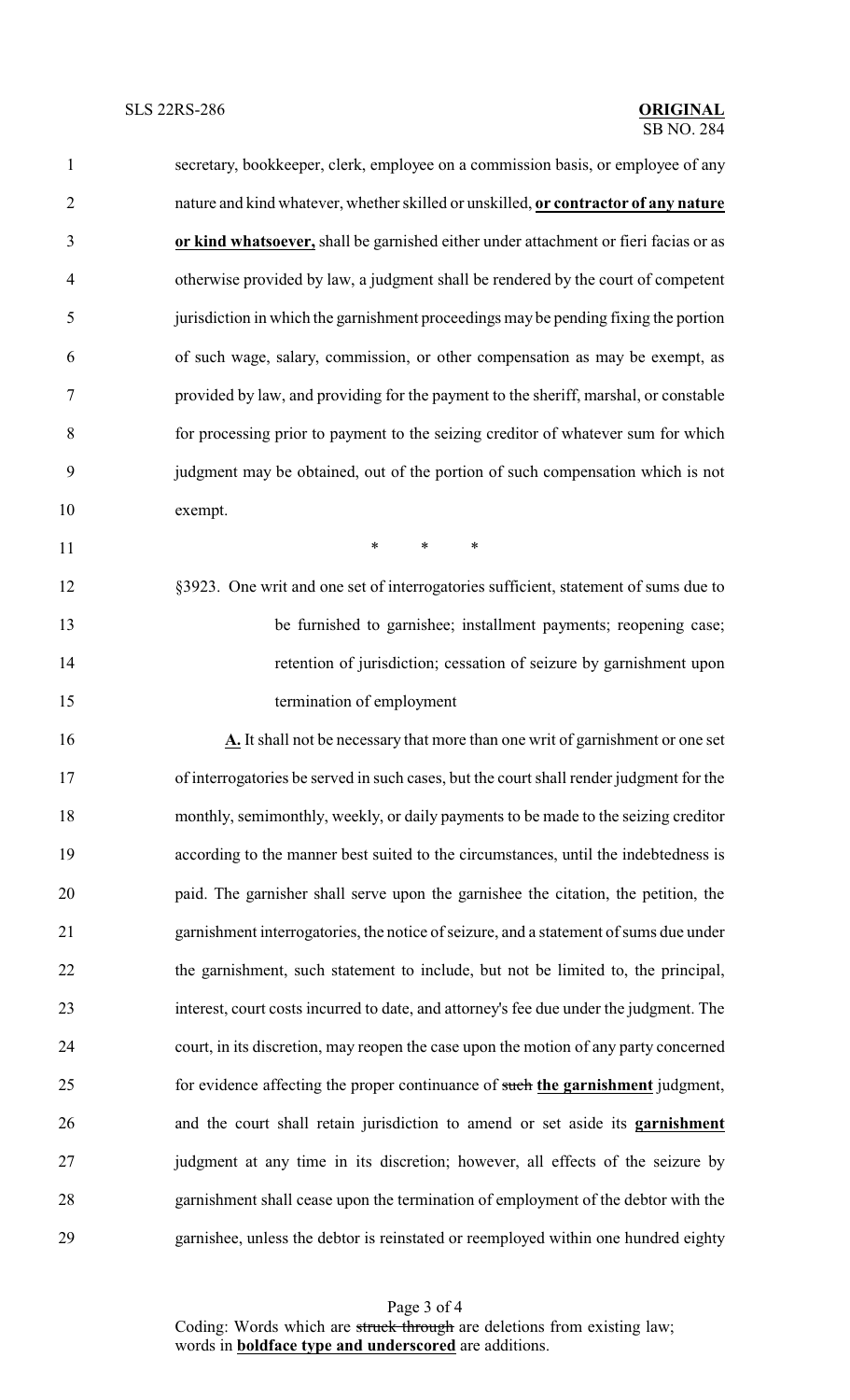secretary, bookkeeper, clerk, employee on a commission basis, or employee of any nature and kind whatever, whether skilled or unskilled, **or contractor of any nature or kind whatsoever,** shall be garnished either under attachment or fieri facias or as otherwise provided by law, a judgment shall be rendered by the court of competent jurisdiction in which the garnishment proceedings may be pending fixing the portion of such wage, salary, commission, or other compensation as may be exempt, as provided by law, and providing for the payment to the sheriff, marshal, or constable for processing prior to payment to the seizing creditor of whatever sum for which judgment may be obtained, out of the portion of such compensation which is not exempt.

\* \* \*

§3923. One writ and one set of interrogatories sufficient, statement of sums due to be furnished to garnishee; installment payments; reopening case; retention of jurisdiction; cessation of seizure by garnishment upon termination of employment

**A.** It shall not be necessary that more than one writ of garnishment or one set of interrogatories be served in such cases, but the court shall render judgment for the monthly, semimonthly, weekly, or daily payments to be made to the seizing creditor according to the manner best suited to the circumstances, until the indebtedness is paid. The garnisher shall serve upon the garnishee the citation, the petition, the garnishment interrogatories, the notice of seizure, and a statement of sums due under the garnishment, such statement to include, but not be limited to, the principal, interest, court costs incurred to date, and attorney's fee due under the judgment. The court, in its discretion, may reopen the case upon the motion of any party concerned for evidence affecting the proper continuance of ~~such~~ **the garnishment** judgment, and the court shall retain jurisdiction to amend or set aside its **garnishment** judgment at any time in its discretion; however, all effects of the seizure by garnishment shall cease upon the termination of employment of the debtor with the garnishee, unless the debtor is reinstated or reemployed within one hundred eighty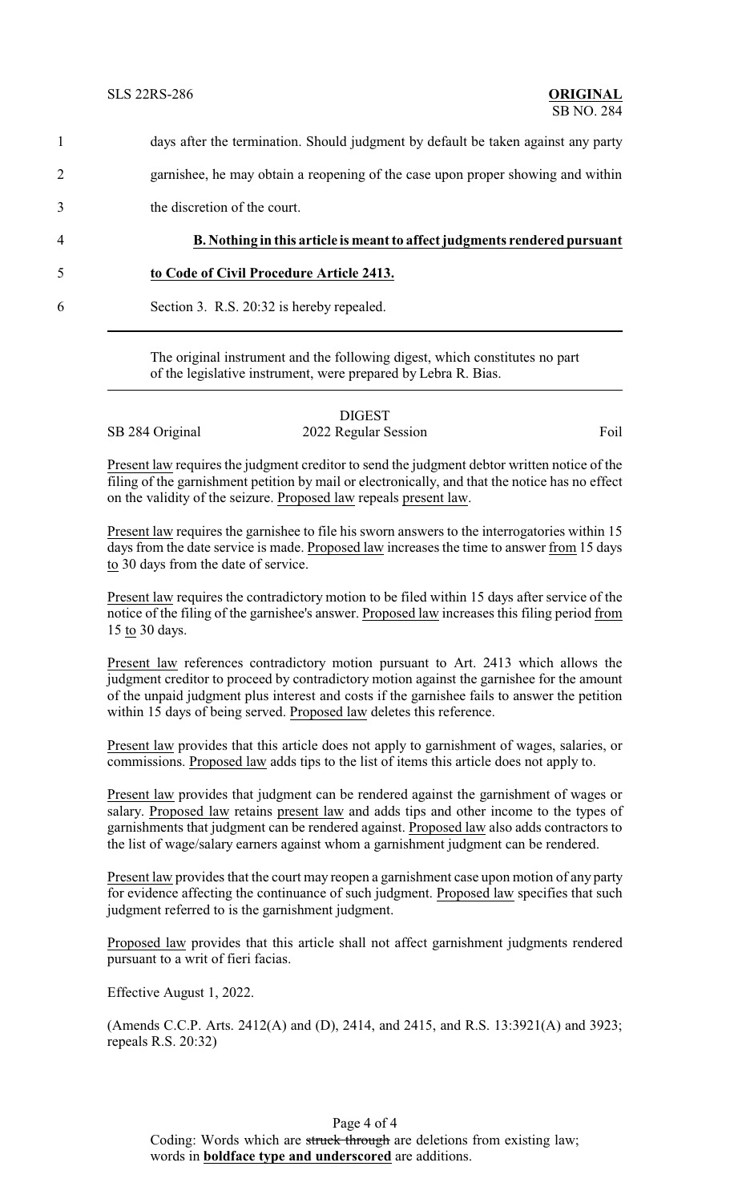days after the termination. Should judgment by default be taken against any party garnishee, he may obtain a reopening of the case upon proper showing and within the discretion of the court.

**B. Nothing in this article is meant to affect judgments rendered pursuant to Code of Civil Procedure Article 2413.**

Section 3. R.S. 20:32 is hereby repealed.

---

The original instrument and the following digest, which constitutes no part of the legislative instrument, were prepared by Lebra R. Bias.

---

DIGEST

SB 284 Original — 2022 Regular Session — Foil

Present law requires the judgment creditor to send the judgment debtor written notice of the filing of the garnishment petition by mail or electronically, and that the notice has no effect on the validity of the seizure. Proposed law repeals present law.

Present law requires the garnishee to file his sworn answers to the interrogatories within 15 days from the date service is made. Proposed law increases the time to answer from 15 days to 30 days from the date of service.

Present law requires the contradictory motion to be filed within 15 days after service of the notice of the filing of the garnishee's answer. Proposed law increases this filing period from 15 to 30 days.

Present law references contradictory motion pursuant to Art. 2413 which allows the judgment creditor to proceed by contradictory motion against the garnishee for the amount of the unpaid judgment plus interest and costs if the garnishee fails to answer the petition within 15 days of being served. Proposed law deletes this reference.

Present law provides that this article does not apply to garnishment of wages, salaries, or commissions. Proposed law adds tips to the list of items this article does not apply to.

Present law provides that judgment can be rendered against the garnishment of wages or salary. Proposed law retains present law and adds tips and other income to the types of garnishments that judgment can be rendered against. Proposed law also adds contractors to the list of wage/salary earners against whom a garnishment judgment can be rendered.

Present law provides that the court may reopen a garnishment case upon motion of any party for evidence affecting the continuance of such judgment. Proposed law specifies that such judgment referred to is the garnishment judgment.

Proposed law provides that this article shall not affect garnishment judgments rendered pursuant to a writ of fieri facias.

Effective August 1, 2022.

(Amends C.C.P. Arts. 2412(A) and (D), 2414, and 2415, and R.S. 13:3921(A) and 3923; repeals R.S. 20:32)

Coding: Words which are ~~struck through~~ are deletions from existing law; words in **boldface type and underscored** are additions.